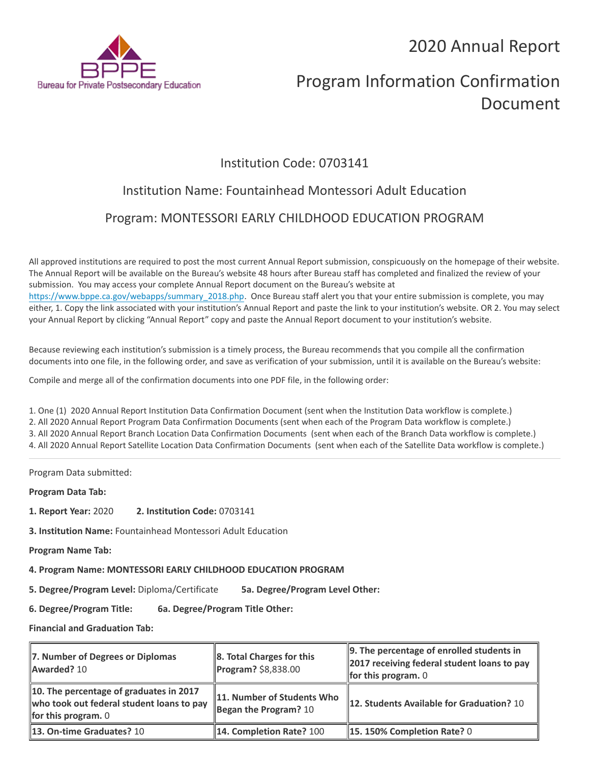# 2020 Annual Report

# Program Information Confirmation Document

Institution Code: 0703141

Institution Name: Fountainhead Montessori Adult Education

Program: MONTESSORI EARLY CHILDHOOD EDUCATION PROGRAM

All approved institutions are required to post the most current Annual Report submission, conspicuously on the homepage of their website. The Annual Report will be available on the Bureau's website 48 hours after Bureau staff has completed and finalized the review of your submission. You may access your complete Annual Report document on the Bureau's website at https://www.bppe.ca.gov/webapps/summary_2018.php. Once Bureau staff alert you that your entire submission is complete, you may either, 1. Copy the link associated with your institution's Annual Report and paste the link to your institution's website. OR 2. You may select your Annual Report by clicking "Annual Report" copy and paste the Annual Report document to your institution's website.

Because reviewing each institution's submission is a timely process, the Bureau recommends that you compile all the confirmation documents into one file, in the following order, and save as verification of your submission, until it is available on the Bureau's website:

Compile and merge all of the confirmation documents into one PDF file, in the following order:

1. One (1) 2020 Annual Report Institution Data Confirmation Document (sent when the Institution Data workflow is complete.)
2. All 2020 Annual Report Program Data Confirmation Documents (sent when each of the Program Data workflow is complete.)
3. All 2020 Annual Report Branch Location Data Confirmation Documents (sent when each of the Branch Data workflow is complete.)
4. All 2020 Annual Report Satellite Location Data Confirmation Documents (sent when each of the Satellite Data workflow is complete.)

---

Program Data submitted:

**Program Data Tab:**

**1. Report Year:** 2020 **2. Institution Code:** 0703141

**3. Institution Name:** Fountainhead Montessori Adult Education

**Program Name Tab:**

**4. Program Name: MONTESSORI EARLY CHILDHOOD EDUCATION PROGRAM**

**5. Degree/Program Level:** Diploma/Certificate **5a. Degree/Program Level Other:**

**6. Degree/Program Title:** **6a. Degree/Program Title Other:**

**Financial and Graduation Tab:**

| | | |
|---|---|---|
| **7. Number of Degrees or Diplomas Awarded?** 10 | **8. Total Charges for this Program?** $8,838.00 | **9. The percentage of enrolled students in 2017 receiving federal student loans to pay for this program.** 0 |
| **10. The percentage of graduates in 2017 who took out federal student loans to pay for this program.** 0 | **11. Number of Students Who Began the Program?** 10 | **12. Students Available for Graduation?** 10 |
| **13. On-time Graduates?** 10 | **14. Completion Rate?** 100 | **15. 150% Completion Rate?** 0 |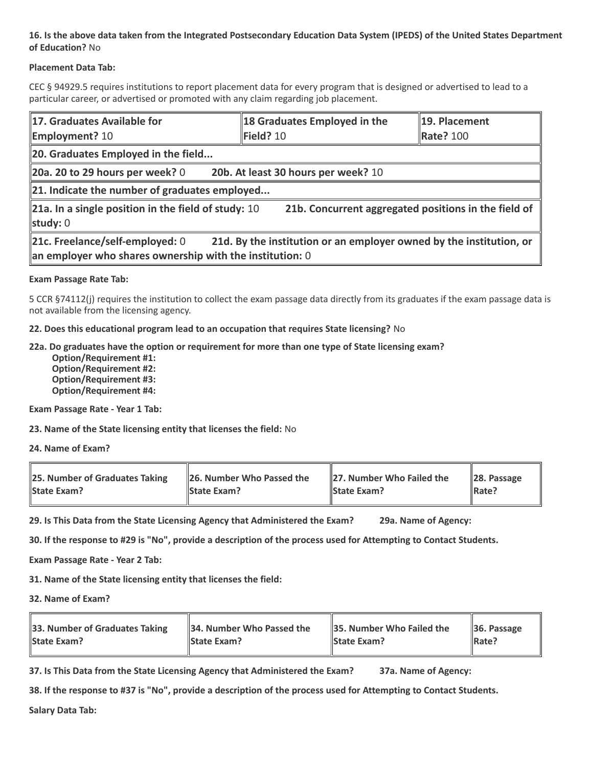**16. Is the above data taken from the Integrated Postsecondary Education Data System (IPEDS) of the United States Department of Education?** No

**Placement Data Tab:**

CEC § 94929.5 requires institutions to report placement data for every program that is designed or advertised to lead to a particular career, or advertised or promoted with any claim regarding job placement.

| | | |
|---|---|---|
| **17. Graduates Available for Employment?** 10 | **18 Graduates Employed in the Field?** 10 | **19. Placement Rate?** 100 |
| **20. Graduates Employed in the field...** | | |
| **20a. 20 to 29 hours per week?** 0 | **20b. At least 30 hours per week?** 10 | |
| **21. Indicate the number of graduates employed...** | | |
| **21a. In a single position in the field of study:** 10 | **21b. Concurrent aggregated positions in the field of study:** 0 | |
| **21c. Freelance/self-employed:** 0 | **21d. By the institution or an employer owned by the institution, or an employer who shares ownership with the institution:** 0 | |

**Exam Passage Rate Tab:**

5 CCR §74112(j) requires the institution to collect the exam passage data directly from its graduates if the exam passage data is not available from the licensing agency.

**22. Does this educational program lead to an occupation that requires State licensing?** No

**22a. Do graduates have the option or requirement for more than one type of State licensing exam?**
**Option/Requirement #1:**
**Option/Requirement #2:**
**Option/Requirement #3:**
**Option/Requirement #4:**

**Exam Passage Rate - Year 1 Tab:**

**23. Name of the State licensing entity that licenses the field:** No

**24. Name of Exam?**

| 25. Number of Graduates Taking State Exam? | 26. Number Who Passed the State Exam? | 27. Number Who Failed the State Exam? | 28. Passage Rate? |
|---|---|---|---|

**29. Is This Data from the State Licensing Agency that Administered the Exam?** **29a. Name of Agency:**

**30. If the response to #29 is "No", provide a description of the process used for Attempting to Contact Students.**

**Exam Passage Rate - Year 2 Tab:**

**31. Name of the State licensing entity that licenses the field:**

**32. Name of Exam?**

| 33. Number of Graduates Taking State Exam? | 34. Number Who Passed the State Exam? | 35. Number Who Failed the State Exam? | 36. Passage Rate? |
|---|---|---|---|

**37. Is This Data from the State Licensing Agency that Administered the Exam?** **37a. Name of Agency:**

**38. If the response to #37 is "No", provide a description of the process used for Attempting to Contact Students.**

**Salary Data Tab:**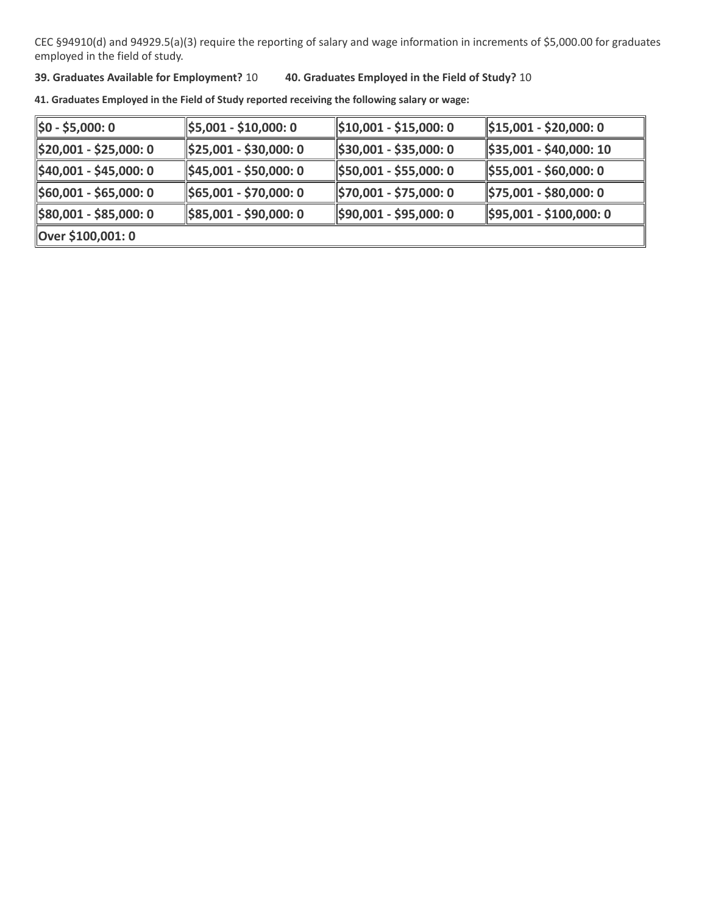CEC §94910(d) and 94929.5(a)(3) require the reporting of salary and wage information in increments of $5,000.00 for graduates employed in the field of study.

**39. Graduates Available for Employment?** 10 **40. Graduates Employed in the Field of Study?** 10

**41. Graduates Employed in the Field of Study reported receiving the following salary or wage:**

| | | | |
|---|---|---|---|
| **$0 - $5,000: 0** | **$5,001 - $10,000: 0** | **$10,001 - $15,000: 0** | **$15,001 - $20,000: 0** |
| **$20,001 - $25,000: 0** | **$25,001 - $30,000: 0** | **$30,001 - $35,000: 0** | **$35,001 - $40,000: 10** |
| **$40,001 - $45,000: 0** | **$45,001 - $50,000: 0** | **$50,001 - $55,000: 0** | **$55,001 - $60,000: 0** |
| **$60,001 - $65,000: 0** | **$65,001 - $70,000: 0** | **$70,001 - $75,000: 0** | **$75,001 - $80,000: 0** |
| **$80,001 - $85,000: 0** | **$85,001 - $90,000: 0** | **$90,001 - $95,000: 0** | **$95,001 - $100,000: 0** |
| **Over $100,001: 0** | | | |